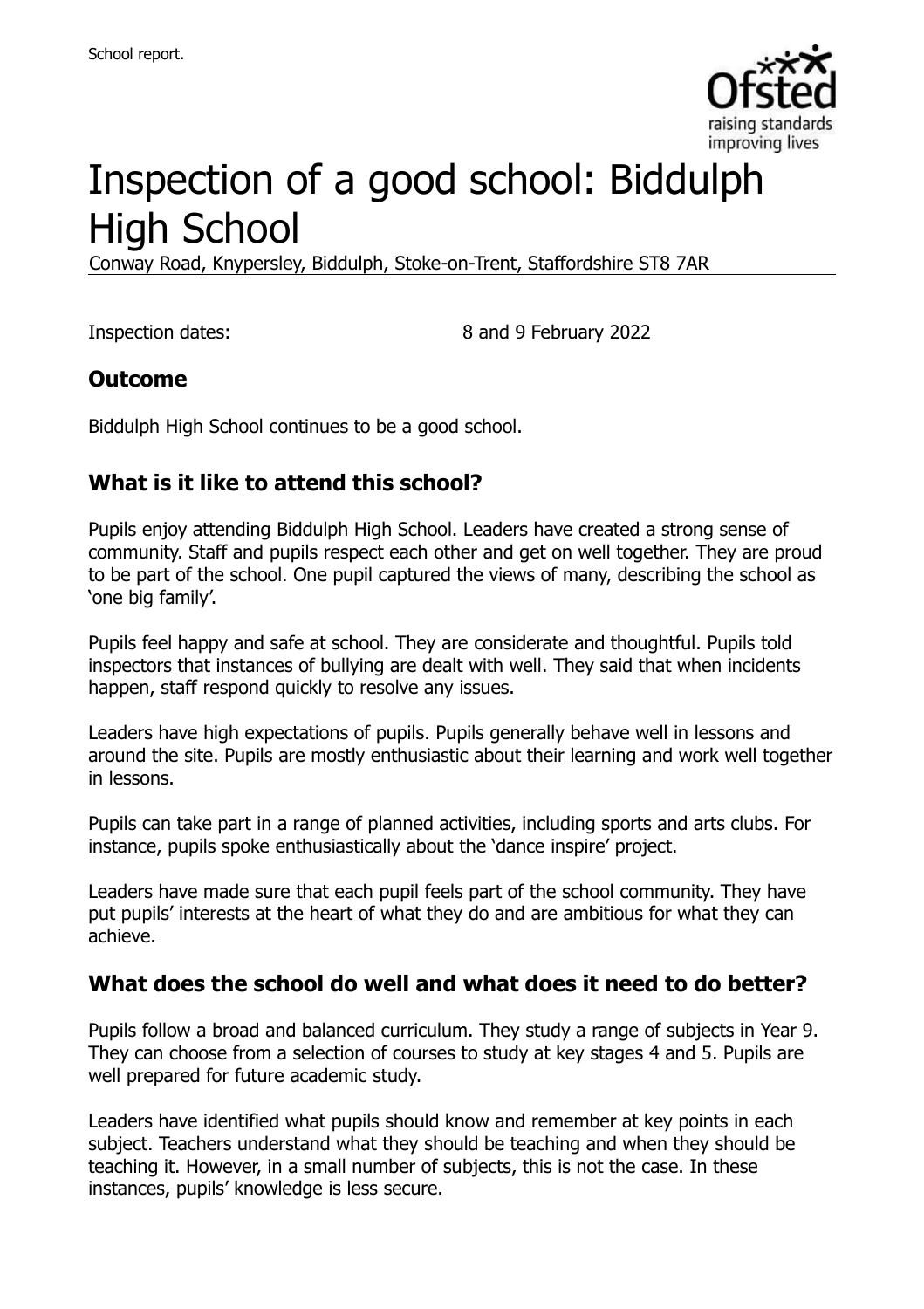School report.

# Inspection of a good school: Biddulph High School

Conway Road, Knypersley, Biddulph, Stoke-on-Trent, Staffordshire ST8 7AR

Inspection dates: 8 and 9 February 2022

## Outcome

Biddulph High School continues to be a good school.

## What is it like to attend this school?

Pupils enjoy attending Biddulph High School. Leaders have created a strong sense of community. Staff and pupils respect each other and get on well together. They are proud to be part of the school. One pupil captured the views of many, describing the school as 'one big family'.

Pupils feel happy and safe at school. They are considerate and thoughtful. Pupils told inspectors that instances of bullying are dealt with well. They said that when incidents happen, staff respond quickly to resolve any issues.

Leaders have high expectations of pupils. Pupils generally behave well in lessons and around the site. Pupils are mostly enthusiastic about their learning and work well together in lessons.

Pupils can take part in a range of planned activities, including sports and arts clubs. For instance, pupils spoke enthusiastically about the 'dance inspire' project.

Leaders have made sure that each pupil feels part of the school community. They have put pupils' interests at the heart of what they do and are ambitious for what they can achieve.

## What does the school do well and what does it need to do better?

Pupils follow a broad and balanced curriculum. They study a range of subjects in Year 9. They can choose from a selection of courses to study at key stages 4 and 5. Pupils are well prepared for future academic study.

Leaders have identified what pupils should know and remember at key points in each subject. Teachers understand what they should be teaching and when they should be teaching it. However, in a small number of subjects, this is not the case. In these instances, pupils' knowledge is less secure.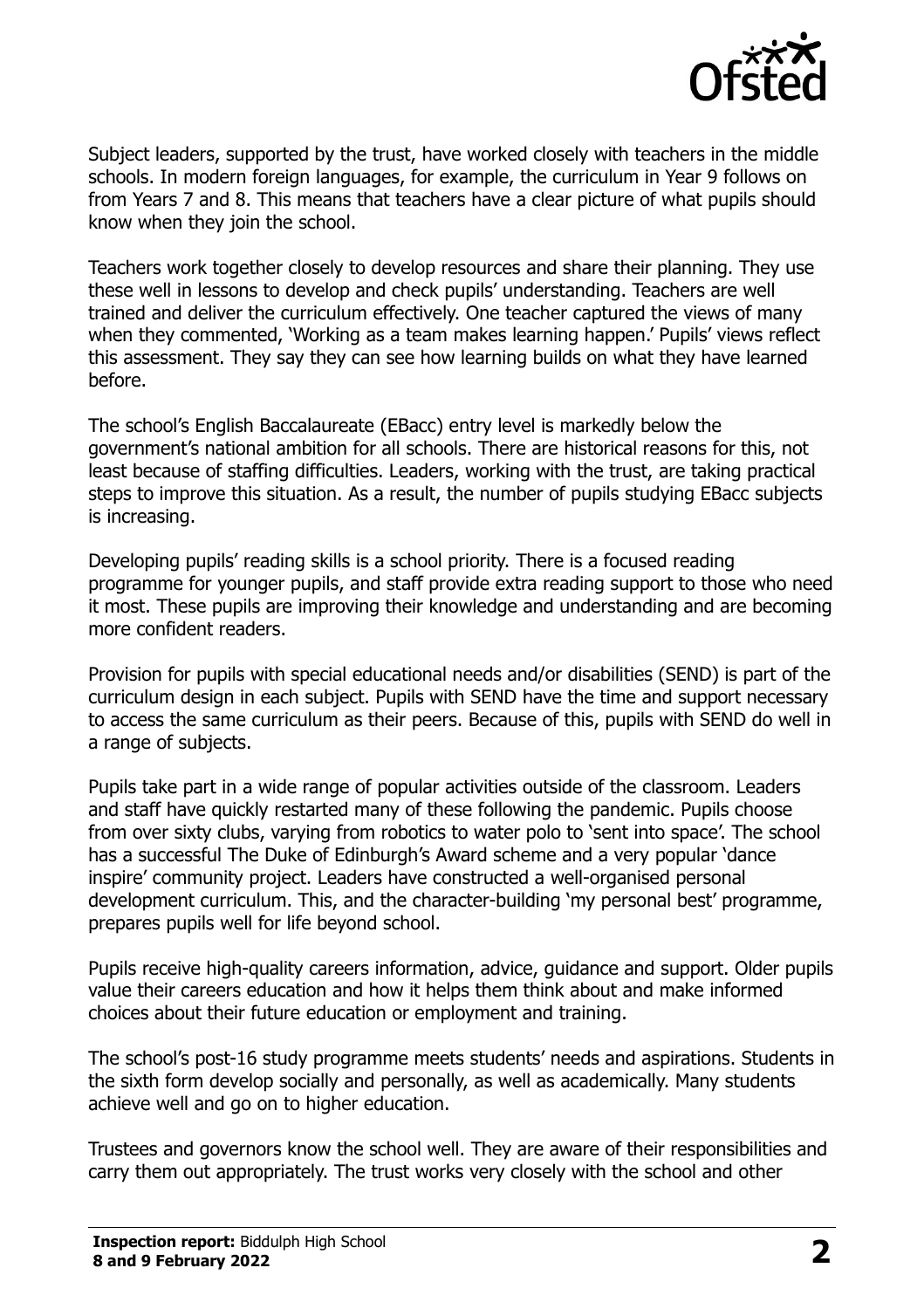Subject leaders, supported by the trust, have worked closely with teachers in the middle schools. In modern foreign languages, for example, the curriculum in Year 9 follows on from Years 7 and 8. This means that teachers have a clear picture of what pupils should know when they join the school.

Teachers work together closely to develop resources and share their planning. They use these well in lessons to develop and check pupils' understanding. Teachers are well trained and deliver the curriculum effectively. One teacher captured the views of many when they commented, 'Working as a team makes learning happen.' Pupils' views reflect this assessment. They say they can see how learning builds on what they have learned before.

The school's English Baccalaureate (EBacc) entry level is markedly below the government's national ambition for all schools. There are historical reasons for this, not least because of staffing difficulties. Leaders, working with the trust, are taking practical steps to improve this situation. As a result, the number of pupils studying EBacc subjects is increasing.

Developing pupils' reading skills is a school priority. There is a focused reading programme for younger pupils, and staff provide extra reading support to those who need it most. These pupils are improving their knowledge and understanding and are becoming more confident readers.

Provision for pupils with special educational needs and/or disabilities (SEND) is part of the curriculum design in each subject. Pupils with SEND have the time and support necessary to access the same curriculum as their peers. Because of this, pupils with SEND do well in a range of subjects.

Pupils take part in a wide range of popular activities outside of the classroom. Leaders and staff have quickly restarted many of these following the pandemic. Pupils choose from over sixty clubs, varying from robotics to water polo to 'sent into space'. The school has a successful The Duke of Edinburgh's Award scheme and a very popular 'dance inspire' community project. Leaders have constructed a well-organised personal development curriculum. This, and the character-building 'my personal best' programme, prepares pupils well for life beyond school.

Pupils receive high-quality careers information, advice, guidance and support. Older pupils value their careers education and how it helps them think about and make informed choices about their future education or employment and training.

The school's post-16 study programme meets students' needs and aspirations. Students in the sixth form develop socially and personally, as well as academically. Many students achieve well and go on to higher education.

Trustees and governors know the school well. They are aware of their responsibilities and carry them out appropriately. The trust works very closely with the school and other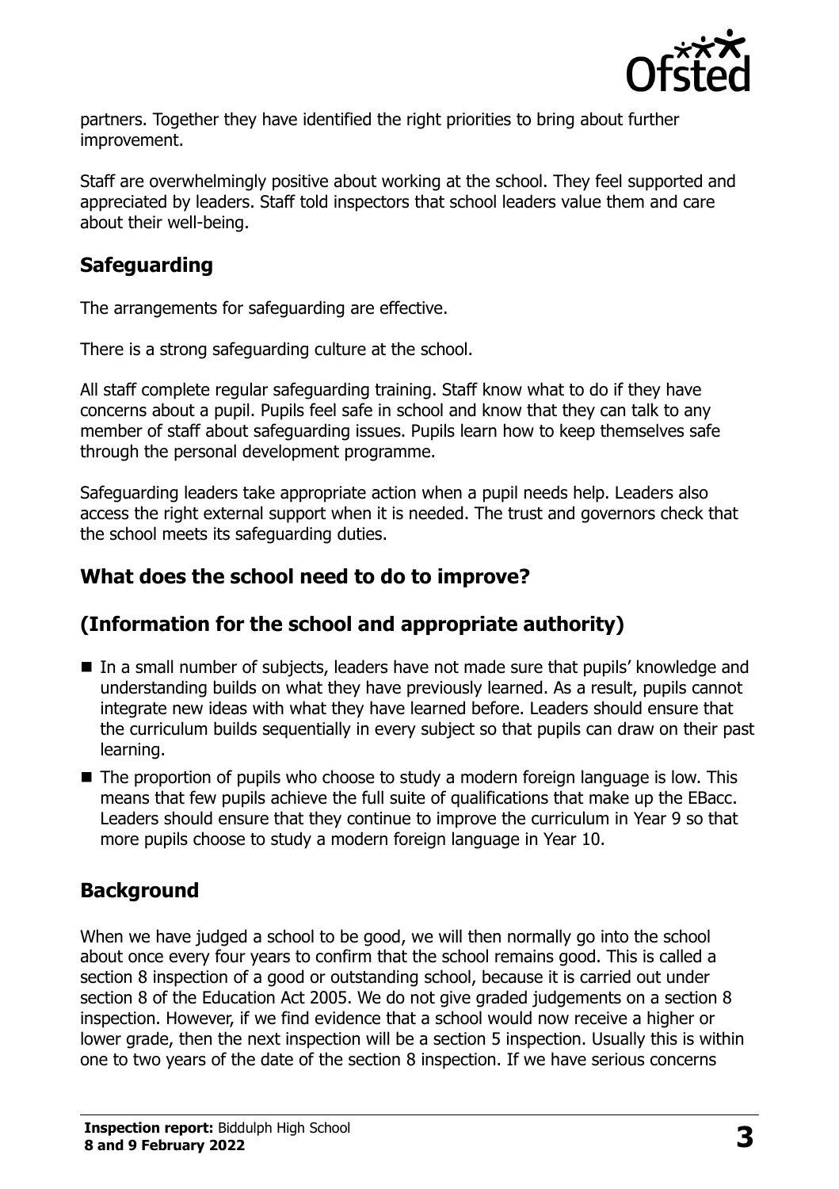partners. Together they have identified the right priorities to bring about further improvement.

Staff are overwhelmingly positive about working at the school. They feel supported and appreciated by leaders. Staff told inspectors that school leaders value them and care about their well-being.

## Safeguarding

The arrangements for safeguarding are effective.

There is a strong safeguarding culture at the school.

All staff complete regular safeguarding training. Staff know what to do if they have concerns about a pupil. Pupils feel safe in school and know that they can talk to any member of staff about safeguarding issues. Pupils learn how to keep themselves safe through the personal development programme.

Safeguarding leaders take appropriate action when a pupil needs help. Leaders also access the right external support when it is needed. The trust and governors check that the school meets its safeguarding duties.

## What does the school need to do to improve?

## (Information for the school and appropriate authority)

- In a small number of subjects, leaders have not made sure that pupils' knowledge and understanding builds on what they have previously learned. As a result, pupils cannot integrate new ideas with what they have learned before. Leaders should ensure that the curriculum builds sequentially in every subject so that pupils can draw on their past learning.
- The proportion of pupils who choose to study a modern foreign language is low. This means that few pupils achieve the full suite of qualifications that make up the EBacc. Leaders should ensure that they continue to improve the curriculum in Year 9 so that more pupils choose to study a modern foreign language in Year 10.

## Background

When we have judged a school to be good, we will then normally go into the school about once every four years to confirm that the school remains good. This is called a section 8 inspection of a good or outstanding school, because it is carried out under section 8 of the Education Act 2005. We do not give graded judgements on a section 8 inspection. However, if we find evidence that a school would now receive a higher or lower grade, then the next inspection will be a section 5 inspection. Usually this is within one to two years of the date of the section 8 inspection. If we have serious concerns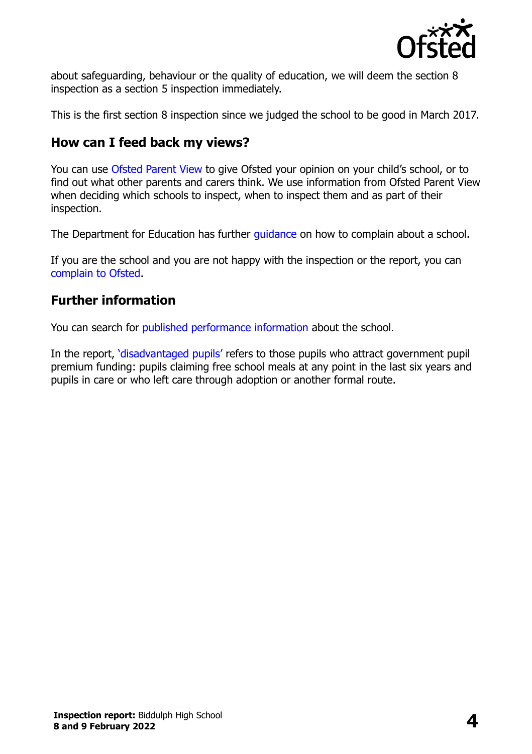about safeguarding, behaviour or the quality of education, we will deem the section 8 inspection as a section 5 inspection immediately.

This is the first section 8 inspection since we judged the school to be good in March 2017.

## How can I feed back my views?

You can use Ofsted Parent View to give Ofsted your opinion on your child's school, or to find out what other parents and carers think. We use information from Ofsted Parent View when deciding which schools to inspect, when to inspect them and as part of their inspection.

The Department for Education has further guidance on how to complain about a school.

If you are the school and you are not happy with the inspection or the report, you can complain to Ofsted.

## Further information

You can search for published performance information about the school.

In the report, 'disadvantaged pupils' refers to those pupils who attract government pupil premium funding: pupils claiming free school meals at any point in the last six years and pupils in care or who left care through adoption or another formal route.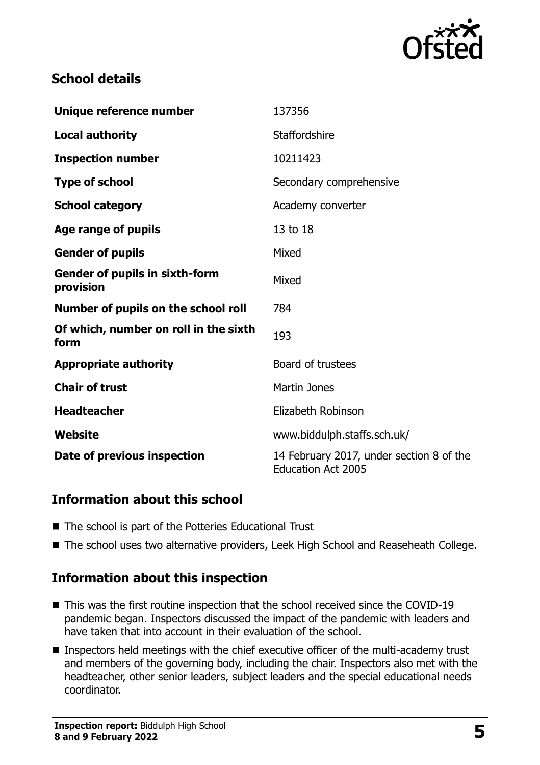## School details

| | |
|---|---|
| **Unique reference number** | 137356 |
| **Local authority** | Staffordshire |
| **Inspection number** | 10211423 |
| **Type of school** | Secondary comprehensive |
| **School category** | Academy converter |
| **Age range of pupils** | 13 to 18 |
| **Gender of pupils** | Mixed |
| **Gender of pupils in sixth-form provision** | Mixed |
| **Number of pupils on the school roll** | 784 |
| **Of which, number on roll in the sixth form** | 193 |
| **Appropriate authority** | Board of trustees |
| **Chair of trust** | Martin Jones |
| **Headteacher** | Elizabeth Robinson |
| **Website** | www.biddulph.staffs.sch.uk/ |
| **Date of previous inspection** | 14 February 2017, under section 8 of the Education Act 2005 |

## Information about this school

- The school is part of the Potteries Educational Trust
- The school uses two alternative providers, Leek High School and Reaseheath College.

## Information about this inspection

- This was the first routine inspection that the school received since the COVID-19 pandemic began. Inspectors discussed the impact of the pandemic with leaders and have taken that into account in their evaluation of the school.
- Inspectors held meetings with the chief executive officer of the multi-academy trust and members of the governing body, including the chair. Inspectors also met with the headteacher, other senior leaders, subject leaders and the special educational needs coordinator.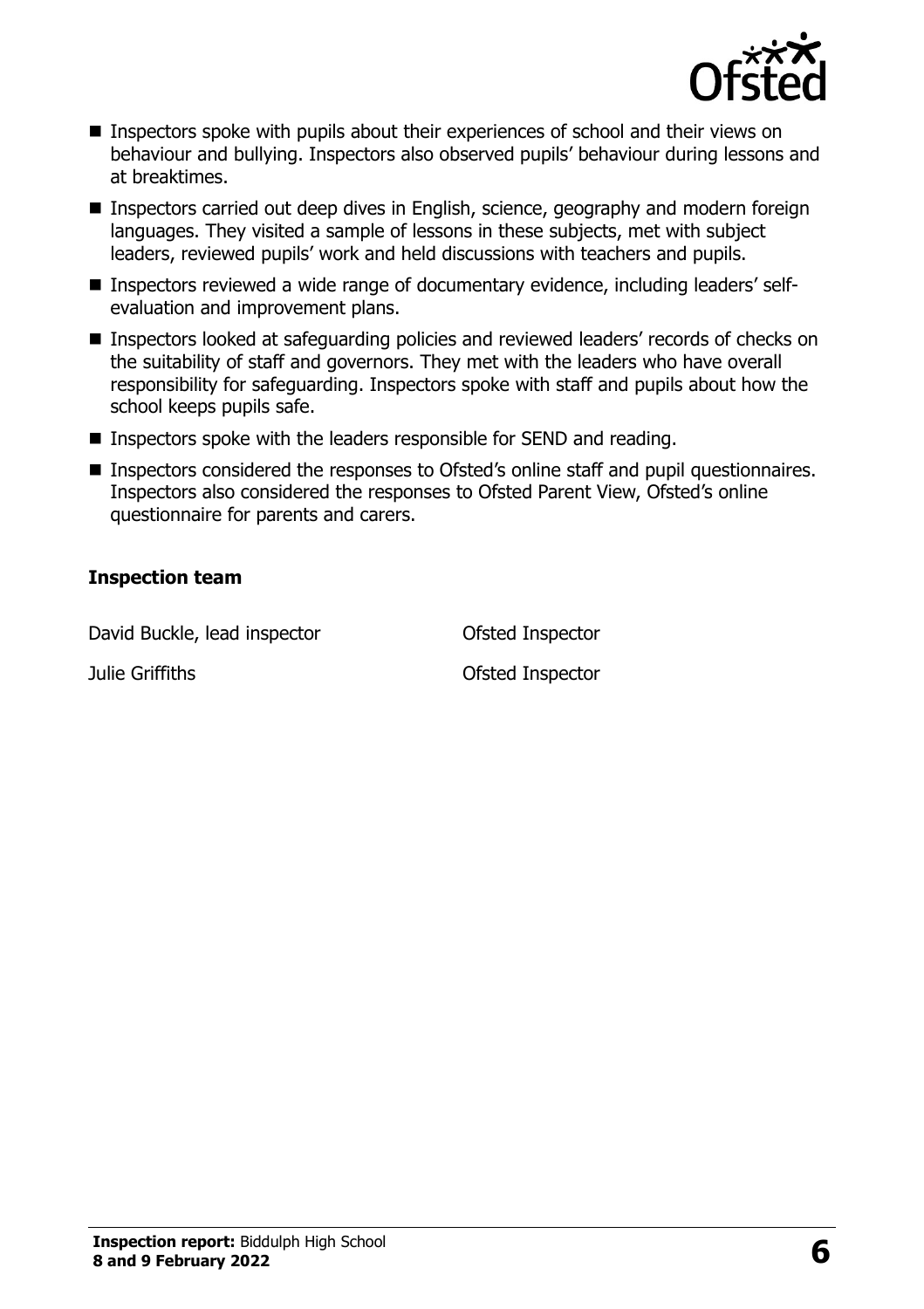- Inspectors spoke with pupils about their experiences of school and their views on behaviour and bullying. Inspectors also observed pupils' behaviour during lessons and at breaktimes.
- Inspectors carried out deep dives in English, science, geography and modern foreign languages. They visited a sample of lessons in these subjects, met with subject leaders, reviewed pupils' work and held discussions with teachers and pupils.
- Inspectors reviewed a wide range of documentary evidence, including leaders' self-evaluation and improvement plans.
- Inspectors looked at safeguarding policies and reviewed leaders' records of checks on the suitability of staff and governors. They met with the leaders who have overall responsibility for safeguarding. Inspectors spoke with staff and pupils about how the school keeps pupils safe.
- Inspectors spoke with the leaders responsible for SEND and reading.
- Inspectors considered the responses to Ofsted's online staff and pupil questionnaires. Inspectors also considered the responses to Ofsted Parent View, Ofsted's online questionnaire for parents and carers.

### Inspection team

| | |
|---|---|
| David Buckle, lead inspector | Ofsted Inspector |
| Julie Griffiths | Ofsted Inspector |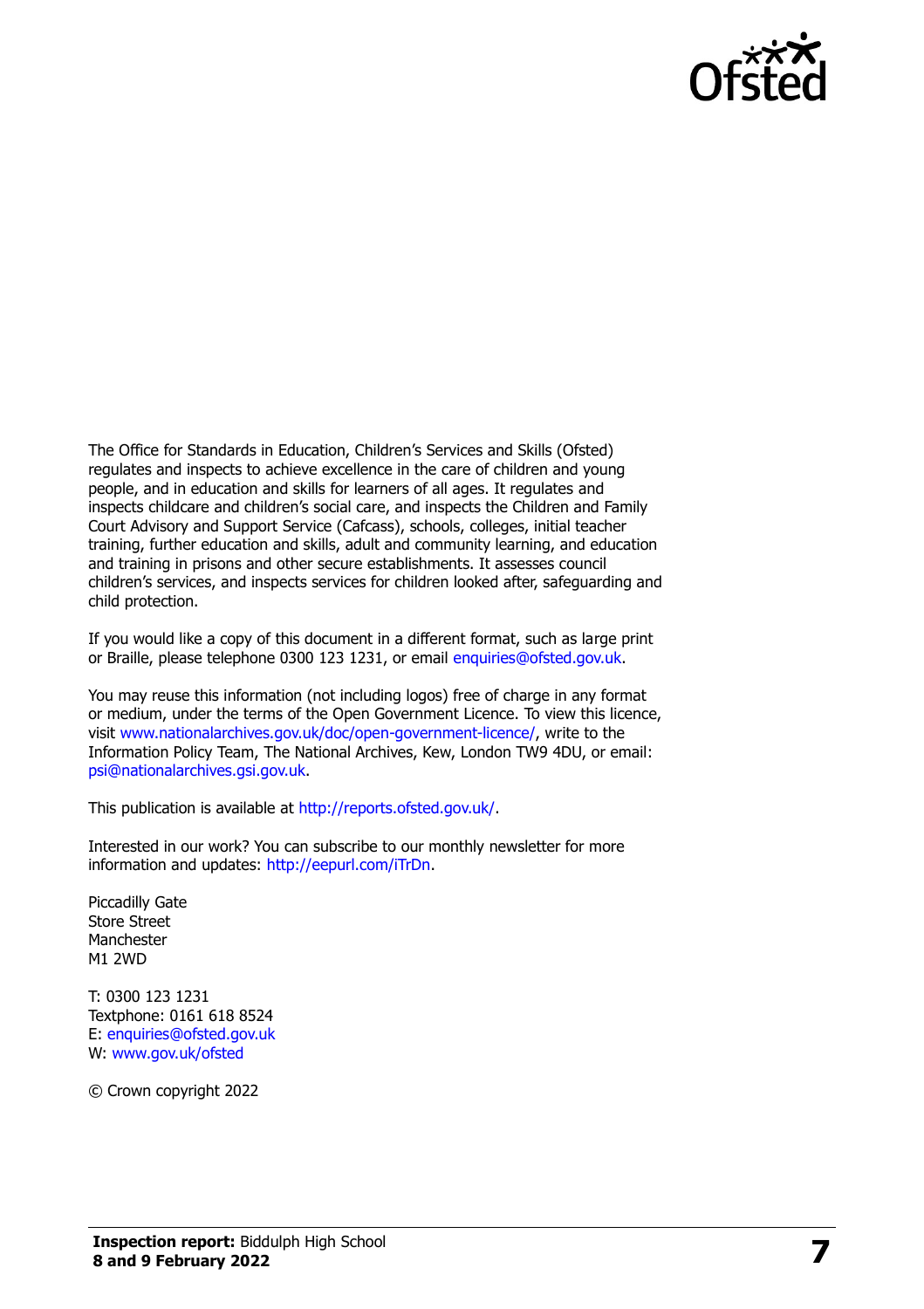The Office for Standards in Education, Children's Services and Skills (Ofsted) regulates and inspects to achieve excellence in the care of children and young people, and in education and skills for learners of all ages. It regulates and inspects childcare and children's social care, and inspects the Children and Family Court Advisory and Support Service (Cafcass), schools, colleges, initial teacher training, further education and skills, adult and community learning, and education and training in prisons and other secure establishments. It assesses council children's services, and inspects services for children looked after, safeguarding and child protection.

If you would like a copy of this document in a different format, such as large print or Braille, please telephone 0300 123 1231, or email enquiries@ofsted.gov.uk.

You may reuse this information (not including logos) free of charge in any format or medium, under the terms of the Open Government Licence. To view this licence, visit www.nationalarchives.gov.uk/doc/open-government-licence/, write to the Information Policy Team, The National Archives, Kew, London TW9 4DU, or email: psi@nationalarchives.gsi.gov.uk.

This publication is available at http://reports.ofsted.gov.uk/.

Interested in our work? You can subscribe to our monthly newsletter for more information and updates: http://eepurl.com/iTrDn.

Piccadilly Gate
Store Street
Manchester
M1 2WD

T: 0300 123 1231
Textphone: 0161 618 8524
E: enquiries@ofsted.gov.uk
W: www.gov.uk/ofsted

© Crown copyright 2022